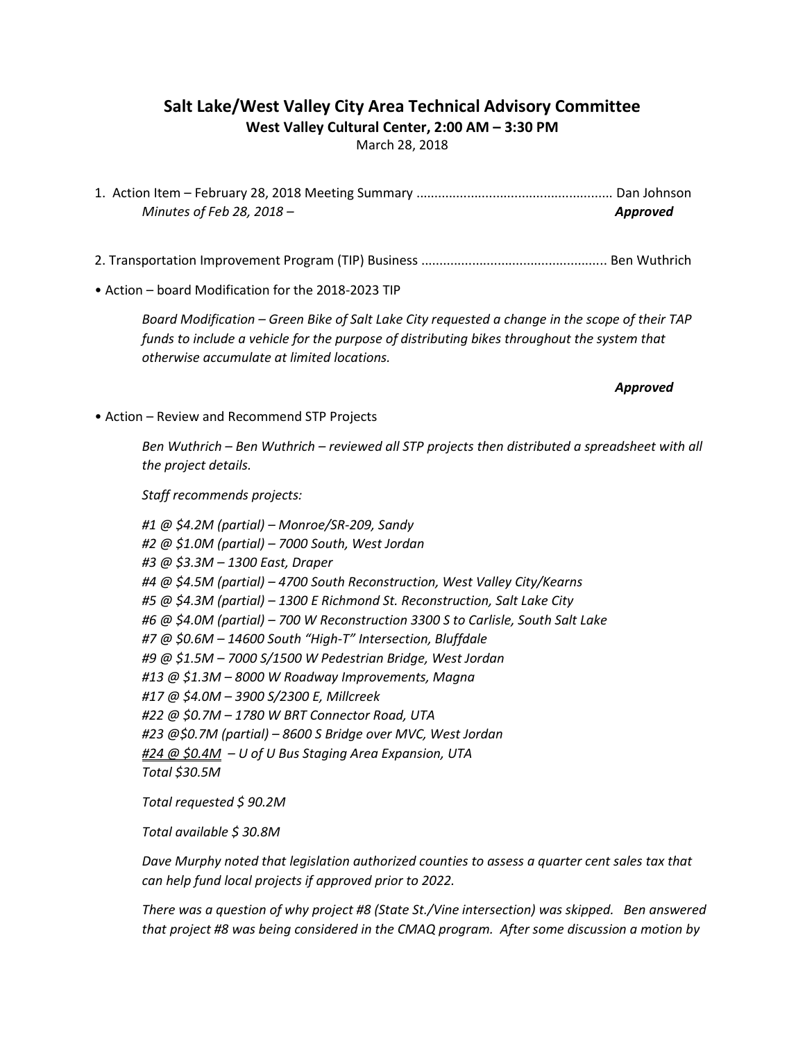# Salt Lake/West Valley City Area Technical Advisory Committee

**West Valley Cultural Center, 2:00 AM – 3:30 PM**

March 28, 2018

1. Action Item – February 28, 2018 Meeting Summary ..................................................... Dan Johnson

   *Minutes of Feb 28, 2018 –* ***Approved***

2. Transportation Improvement Program (TIP) Business .................................................. Ben Wuthrich

• Action – board Modification for the 2018-2023 TIP

*Board Modification – Green Bike of Salt Lake City requested a change in the scope of their TAP funds to include a vehicle for the purpose of distributing bikes throughout the system that otherwise accumulate at limited locations.*

***Approved***

• Action – Review and Recommend STP Projects

*Ben Wuthrich – Ben Wuthrich – reviewed all STP projects then distributed a spreadsheet with all the project details.*

*Staff recommends projects:*

*#1 @ $4.2M (partial) – Monroe/SR-209, Sandy*
*#2 @ $1.0M (partial) – 7000 South, West Jordan*
*#3 @ $3.3M – 1300 East, Draper*
*#4 @ $4.5M (partial) – 4700 South Reconstruction, West Valley City/Kearns*
*#5 @ $4.3M (partial) – 1300 E Richmond St. Reconstruction, Salt Lake City*
*#6 @ $4.0M (partial) – 700 W Reconstruction 3300 S to Carlisle, South Salt Lake*
*#7 @ $0.6M – 14600 South "High-T" Intersection, Bluffdale*
*#9 @ $1.5M – 7000 S/1500 W Pedestrian Bridge, West Jordan*
*#13 @ $1.3M – 8000 W Roadway Improvements, Magna*
*#17 @ $4.0M – 3900 S/2300 E, Millcreek*
*#22 @ $0.7M – 1780 W BRT Connector Road, UTA*
*#23 @$0.7M (partial) – 8600 S Bridge over MVC, West Jordan*
*#24 @ $0.4M – U of U Bus Staging Area Expansion, UTA*
*Total $30.5M*

*Total requested $ 90.2M*

*Total available $ 30.8M*

*Dave Murphy noted that legislation authorized counties to assess a quarter cent sales tax that can help fund local projects if approved prior to 2022.*

*There was a question of why project #8 (State St./Vine intersection) was skipped. Ben answered that project #8 was being considered in the CMAQ program. After some discussion a motion by*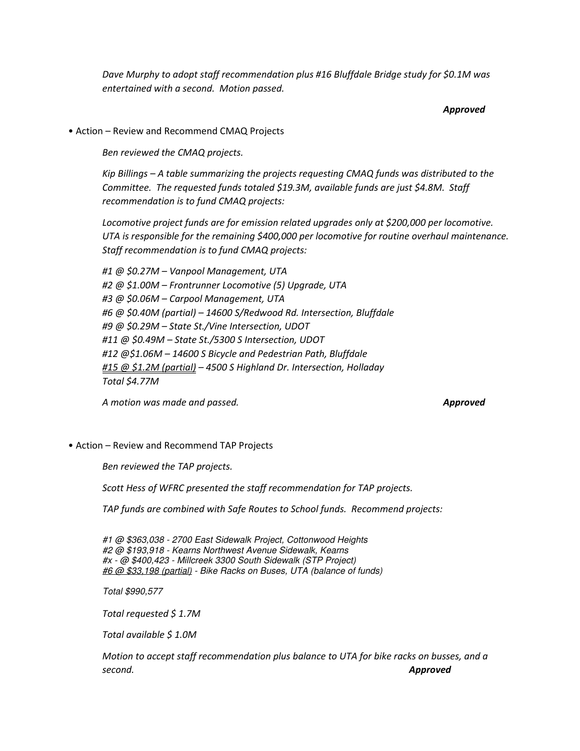*Dave Murphy to adopt staff recommendation plus #16 Bluffdale Bridge study for $0.1M was entertained with a second. Motion passed.*

***Approved***

• Action – Review and Recommend CMAQ Projects

*Ben reviewed the CMAQ projects.*

*Kip Billings – A table summarizing the projects requesting CMAQ funds was distributed to the Committee. The requested funds totaled $19.3M, available funds are just $4.8M. Staff recommendation is to fund CMAQ projects:*

*Locomotive project funds are for emission related upgrades only at $200,000 per locomotive. UTA is responsible for the remaining $400,000 per locomotive for routine overhaul maintenance. Staff recommendation is to fund CMAQ projects:*

*#1 @ $0.27M – Vanpool Management, UTA*
*#2 @ $1.00M – Frontrunner Locomotive (5) Upgrade, UTA*
*#3 @ $0.06M – Carpool Management, UTA*
*#6 @ $0.40M (partial) – 14600 S/Redwood Rd. Intersection, Bluffdale*
*#9 @ $0.29M – State St./Vine Intersection, UDOT*
*#11 @ $0.49M – State St./5300 S Intersection, UDOT*
*#12 @$1.06M – 14600 S Bicycle and Pedestrian Path, Bluffdale*
*<u>#15 @ $1.2M (partial)</u> – 4500 S Highland Dr. Intersection, Holladay*
*Total $4.77M*

*A motion was made and passed.* ***Approved***

• Action – Review and Recommend TAP Projects

*Ben reviewed the TAP projects.*

*Scott Hess of WFRC presented the staff recommendation for TAP projects.*

*TAP funds are combined with Safe Routes to School funds. Recommend projects:*

*#1 @ $363,038 - 2700 East Sidewalk Project, Cottonwood Heights*
*#2 @ $193,918 - Kearns Northwest Avenue Sidewalk, Kearns*
*#x - @ $400,423 - Millcreek 3300 South Sidewalk (STP Project)*
*<u>#6 @ $33,198 (partial)</u> - Bike Racks on Buses, UTA (balance of funds)*

*Total $990,577*

*Total requested $ 1.7M*

*Total available $ 1.0M*

*Motion to accept staff recommendation plus balance to UTA for bike racks on busses, and a second.* ***Approved***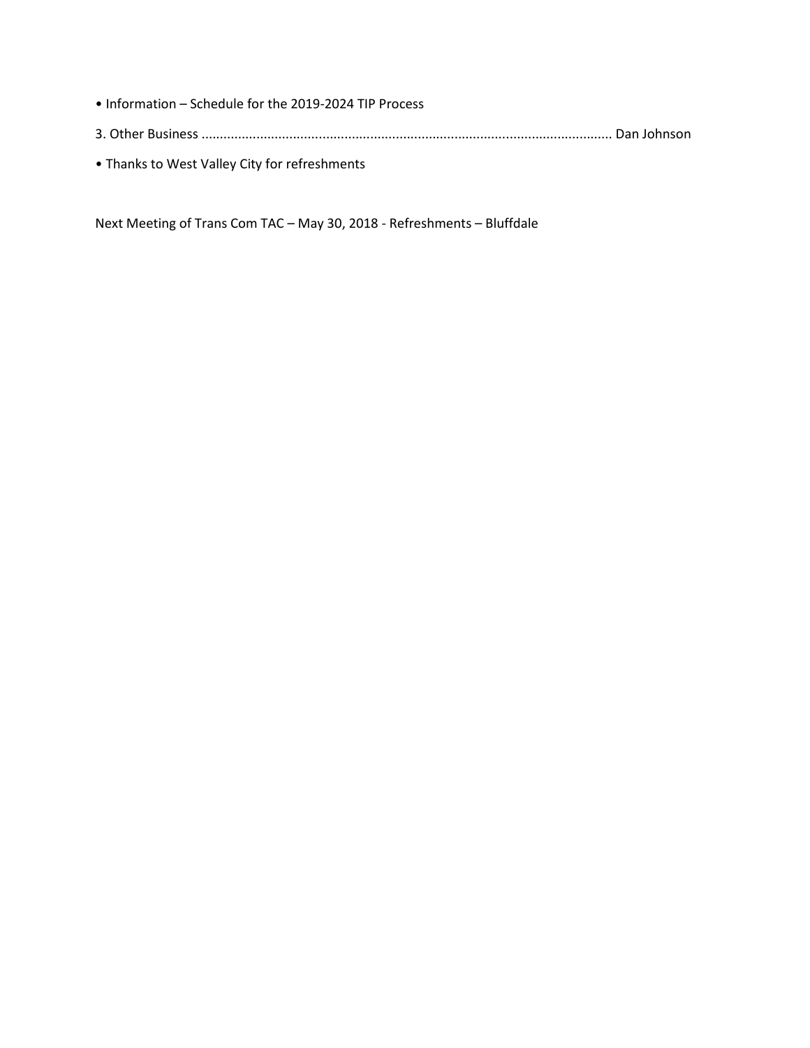- Information – Schedule for the 2019-2024 TIP Process

3. Other Business ................................................................................................................ Dan Johnson

- Thanks to West Valley City for refreshments

Next Meeting of Trans Com TAC – May 30, 2018 - Refreshments – Bluffdale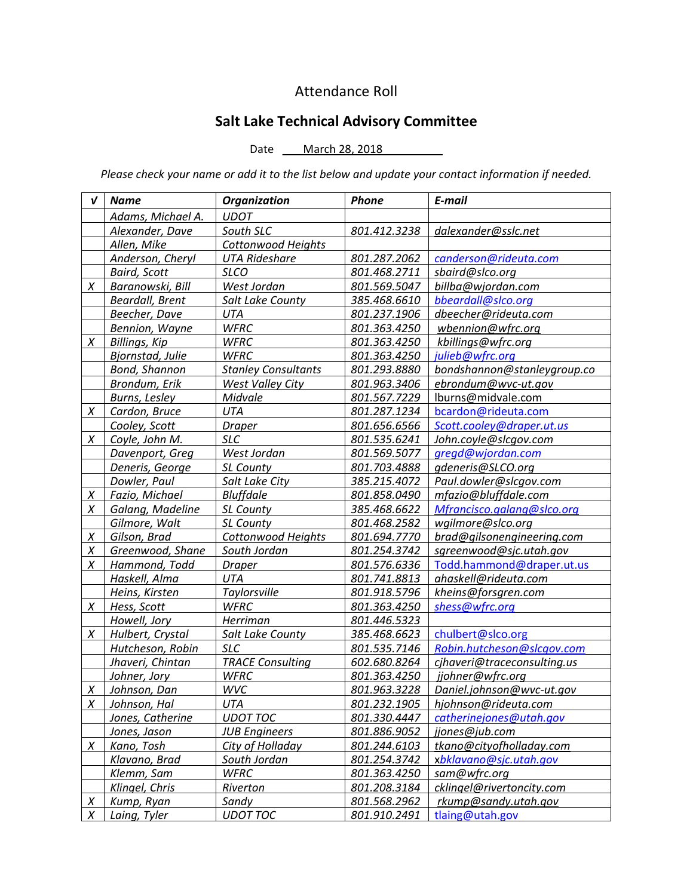# Attendance Roll

## Salt Lake Technical Advisory Committee

Date March 28, 2018

*Please check your name or add it to the list below and update your contact information if needed.*

| √ | Name | Organization | Phone | E-mail |
|---|---|---|---|---|
| | Adams, Michael A. | UDOT | | |
| | Alexander, Dave | South SLC | 801.412.3238 | dalexander@sslc.net |
| | Allen, Mike | Cottonwood Heights | | |
| | Anderson, Cheryl | UTA Rideshare | 801.287.2062 | canderson@rideuta.com |
| | Baird, Scott | SLCO | 801.468.2711 | sbaird@slco.org |
| X | Baranowski, Bill | West Jordan | 801.569.5047 | billba@wjordan.com |
| | Beardall, Brent | Salt Lake County | 385.468.6610 | bbeardall@slco.org |
| | Beecher, Dave | UTA | 801.237.1906 | dbeecher@rideuta.com |
| | Bennion, Wayne | WFRC | 801.363.4250 | wbennion@wfrc.org |
| X | Billings, Kip | WFRC | 801.363.4250 | kbillings@wfrc.org |
| | Bjornstad, Julie | WFRC | 801.363.4250 | julieb@wfrc.org |
| | Bond, Shannon | Stanley Consultants | 801.293.8880 | bondshannon@stanleygroup.co |
| | Brondum, Erik | West Valley City | 801.963.3406 | ebrondum@wvc-ut.gov |
| | Burns, Lesley | Midvale | 801.567.7229 | lburns@midvale.com |
| X | Cardon, Bruce | UTA | 801.287.1234 | bcardon@rideuta.com |
| | Cooley, Scott | Draper | 801.656.6566 | Scott.cooley@draper.ut.us |
| X | Coyle, John M. | SLC | 801.535.6241 | John.coyle@slcgov.com |
| | Davenport, Greg | West Jordan | 801.569.5077 | gregd@wjordan.com |
| | Deneris, George | SL County | 801.703.4888 | gdeneris@SLCO.org |
| | Dowler, Paul | Salt Lake City | 385.215.4072 | Paul.dowler@slcgov.com |
| X | Fazio, Michael | Bluffdale | 801.858.0490 | mfazio@bluffdale.com |
| X | Galang, Madeline | SL County | 385.468.6622 | Mfrancisco.galang@slco.org |
| | Gilmore, Walt | SL County | 801.468.2582 | wgilmore@slco.org |
| X | Gilson, Brad | Cottonwood Heights | 801.694.7770 | brad@gilsonengineering.com |
| X | Greenwood, Shane | South Jordan | 801.254.3742 | sgreenwood@sjc.utah.gov |
| X | Hammond, Todd | Draper | 801.576.6336 | Todd.hammond@draper.ut.us |
| | Haskell, Alma | UTA | 801.741.8813 | ahaskell@rideuta.com |
| | Heins, Kirsten | Taylorsville | 801.918.5796 | kheins@forsgren.com |
| X | Hess, Scott | WFRC | 801.363.4250 | shess@wfrc.org |
| | Howell, Jory | Herriman | 801.446.5323 | |
| X | Hulbert, Crystal | Salt Lake County | 385.468.6623 | chulbert@slco.org |
| | Hutcheson, Robin | SLC | 801.535.7146 | Robin.hutcheson@slcgov.com |
| | Jhaveri, Chintan | TRACE Consulting | 602.680.8264 | cjhaveri@traceconsulting.us |
| | Johner, Jory | WFRC | 801.363.4250 | jjohner@wfrc.org |
| X | Johnson, Dan | WVC | 801.963.3228 | Daniel.johnson@wvc-ut.gov |
| X | Johnson, Hal | UTA | 801.232.1905 | hjohnson@rideuta.com |
| | Jones, Catherine | UDOT TOC | 801.330.4447 | catherinejones@utah.gov |
| | Jones, Jason | JUB Engineers | 801.886.9052 | jjones@jub.com |
| X | Kano, Tosh | City of Holladay | 801.244.6103 | tkano@cityofholladay.com |
| | Klavano, Brad | South Jordan | 801.254.3742 | xbklavano@sjc.utah.gov |
| | Klemm, Sam | WFRC | 801.363.4250 | sam@wfrc.org |
| | Klingel, Chris | Riverton | 801.208.3184 | cklingel@rivertoncity.com |
| X | Kump, Ryan | Sandy | 801.568.2962 | rkump@sandy.utah.gov |
| X | Laing, Tyler | UDOT TOC | 801.910.2491 | tlaing@utah.gov |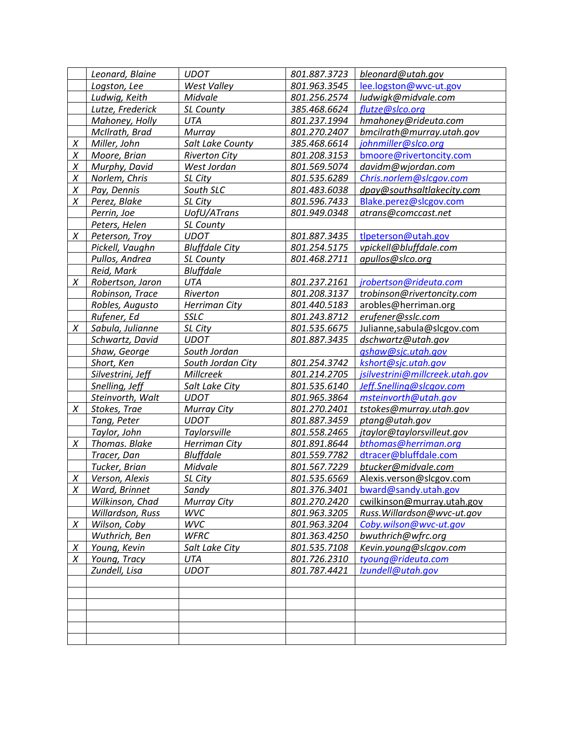| | | | | |
|---|---|---|---|---|
| | Leonard, Blaine | UDOT | 801.887.3723 | bleonard@utah.gov |
| | Logston, Lee | West Valley | 801.963.3545 | lee.logston@wvc-ut.gov |
| | Ludwig, Keith | Midvale | 801.256.2574 | ludwigk@midvale.com |
| | Lutze, Frederick | SL County | 385.468.6624 | flutze@slco.org |
| | Mahoney, Holly | UTA | 801.237.1994 | hmahoney@rideuta.com |
| | McIlrath, Brad | Murray | 801.270.2407 | bmcilrath@murray.utah.gov |
| X | Miller, John | Salt Lake County | 385.468.6614 | johnmiller@slco.org |
| X | Moore, Brian | Riverton City | 801.208.3153 | bmoore@rivertoncity.com |
| X | Murphy, David | West Jordan | 801.569.5074 | davidm@wjordan.com |
| X | Norlem, Chris | SL City | 801.535.6289 | Chris.norlem@slcgov.com |
| X | Pay, Dennis | South SLC | 801.483.6038 | dpay@southsaltlakecity.com |
| X | Perez, Blake | SL City | 801.596.7433 | Blake.perez@slcgov.com |
| | Perrin, Joe | UofU/ATrans | 801.949.0348 | atrans@comccast.net |
| | Peters, Helen | SL County | | |
| X | Peterson, Troy | UDOT | 801.887.3435 | tlpeterson@utah.gov |
| | Pickell, Vaughn | Bluffdale City | 801.254.5175 | vpickell@bluffdale.com |
| | Pullos, Andrea | SL County | 801.468.2711 | apullos@slco.org |
| | Reid, Mark | Bluffdale | | |
| X | Robertson, Jaron | UTA | 801.237.2161 | jrobertson@rideuta.com |
| | Robinson, Trace | Riverton | 801.208.3137 | trobinson@rivertoncity.com |
| | Robles, Augusto | Herriman City | 801.440.5183 | arobles@herriman.org |
| | Rufener, Ed | SSLC | 801.243.8712 | erufener@sslc.com |
| X | Sabula, Julianne | SL City | 801.535.6675 | Julianne,sabula@slcgov.com |
| | Schwartz, David | UDOT | 801.887.3435 | dschwartz@utah.gov |
| | Shaw, George | South Jordan | | gshaw@sjc.utah.gov |
| | Short, Ken | South Jordan City | 801.254.3742 | kshort@sjc.utah.gov |
| | Silvestrini, Jeff | Millcreek | 801.214.2705 | jsilvestrini@millcreek.utah.gov |
| | Snelling, Jeff | Salt Lake City | 801.535.6140 | Jeff.Snelling@slcgov.com |
| | Steinvorth, Walt | UDOT | 801.965.3864 | msteinvorth@utah.gov |
| X | Stokes, Trae | Murray City | 801.270.2401 | tstokes@murray.utah.gov |
| | Tang, Peter | UDOT | 801.887.3459 | ptang@utah.gov |
| | Taylor, John | Taylorsville | 801.558.2465 | jtaylor@taylorsvilleut.gov |
| X | Thomas. Blake | Herriman City | 801.891.8644 | bthomas@herriman.org |
| | Tracer, Dan | Bluffdale | 801.559.7782 | dtracer@bluffdale.com |
| | Tucker, Brian | Midvale | 801.567.7229 | btucker@midvale.com |
| X | Verson, Alexis | SL City | 801.535.6569 | Alexis.verson@slcgov.com |
| X | Ward, Brinnet | Sandy | 801.376.3401 | bward@sandy.utah.gov |
| | Wilkinson, Chad | Murray City | 801.270.2420 | cwilkinson@murray.utah.gov |
| | Willardson, Russ | WVC | 801.963.3205 | Russ.Willardson@wvc-ut.gov |
| X | Wilson, Coby | WVC | 801.963.3204 | Coby.wilson@wvc-ut.gov |
| | Wuthrich, Ben | WFRC | 801.363.4250 | bwuthrich@wfrc.org |
| X | Young, Kevin | Salt Lake City | 801.535.7108 | Kevin.young@slcgov.com |
| X | Young, Tracy | UTA | 801.726.2310 | tyoung@rideuta.com |
| | Zundell, Lisa | UDOT | 801.787.4421 | lzundell@utah.gov |
| | | | | |
| | | | | |
| | | | | |
| | | | | |
| | | | | |
| | | | | |